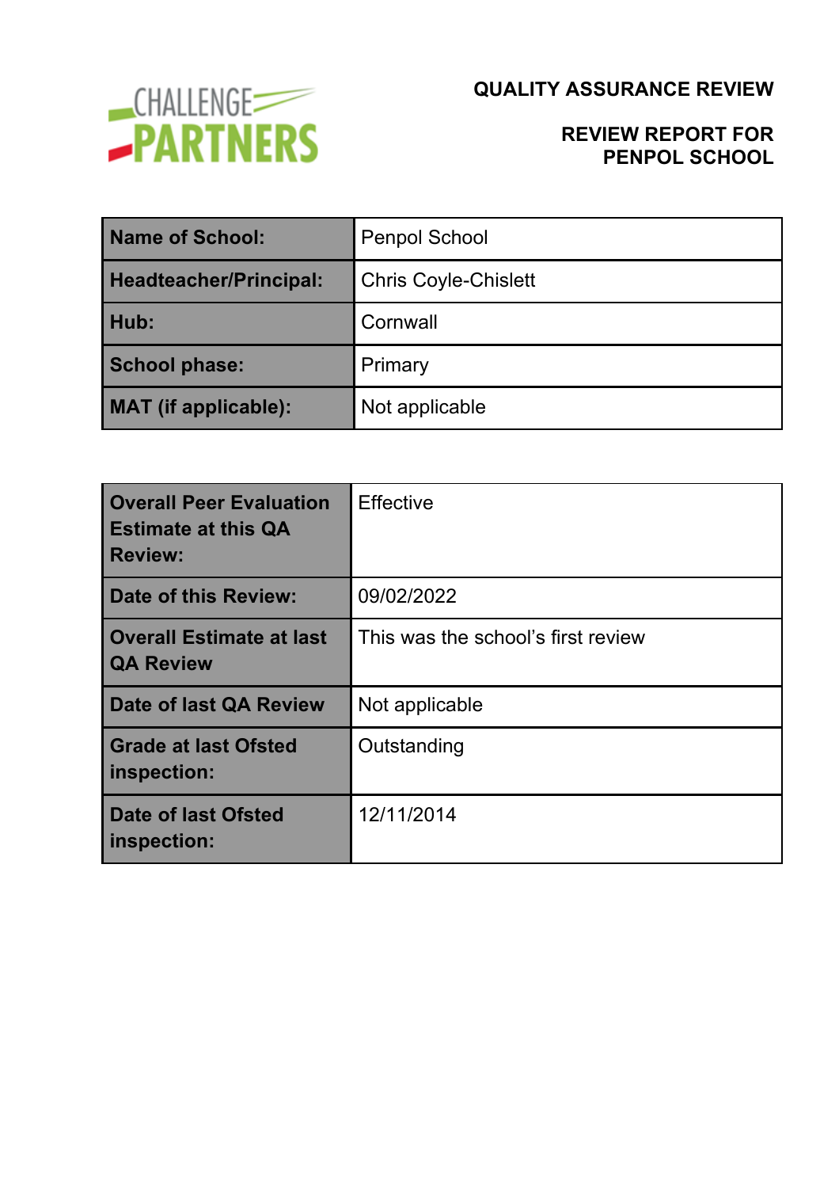CHALLENGE PARTNERS

# QUALITY ASSURANCE REVIEW

## REVIEW REPORT FOR PENPOL SCHOOL

| | |
|---|---|
| **Name of School:** | Penpol School |
| **Headteacher/Principal:** | Chris Coyle-Chislett |
| **Hub:** | Cornwall |
| **School phase:** | Primary |
| **MAT (if applicable):** | Not applicable |

| | |
|---|---|
| **Overall Peer Evaluation Estimate at this QA Review:** | Effective |
| **Date of this Review:** | 09/02/2022 |
| **Overall Estimate at last QA Review** | This was the school's first review |
| **Date of last QA Review** | Not applicable |
| **Grade at last Ofsted inspection:** | Outstanding |
| **Date of last Ofsted inspection:** | 12/11/2014 |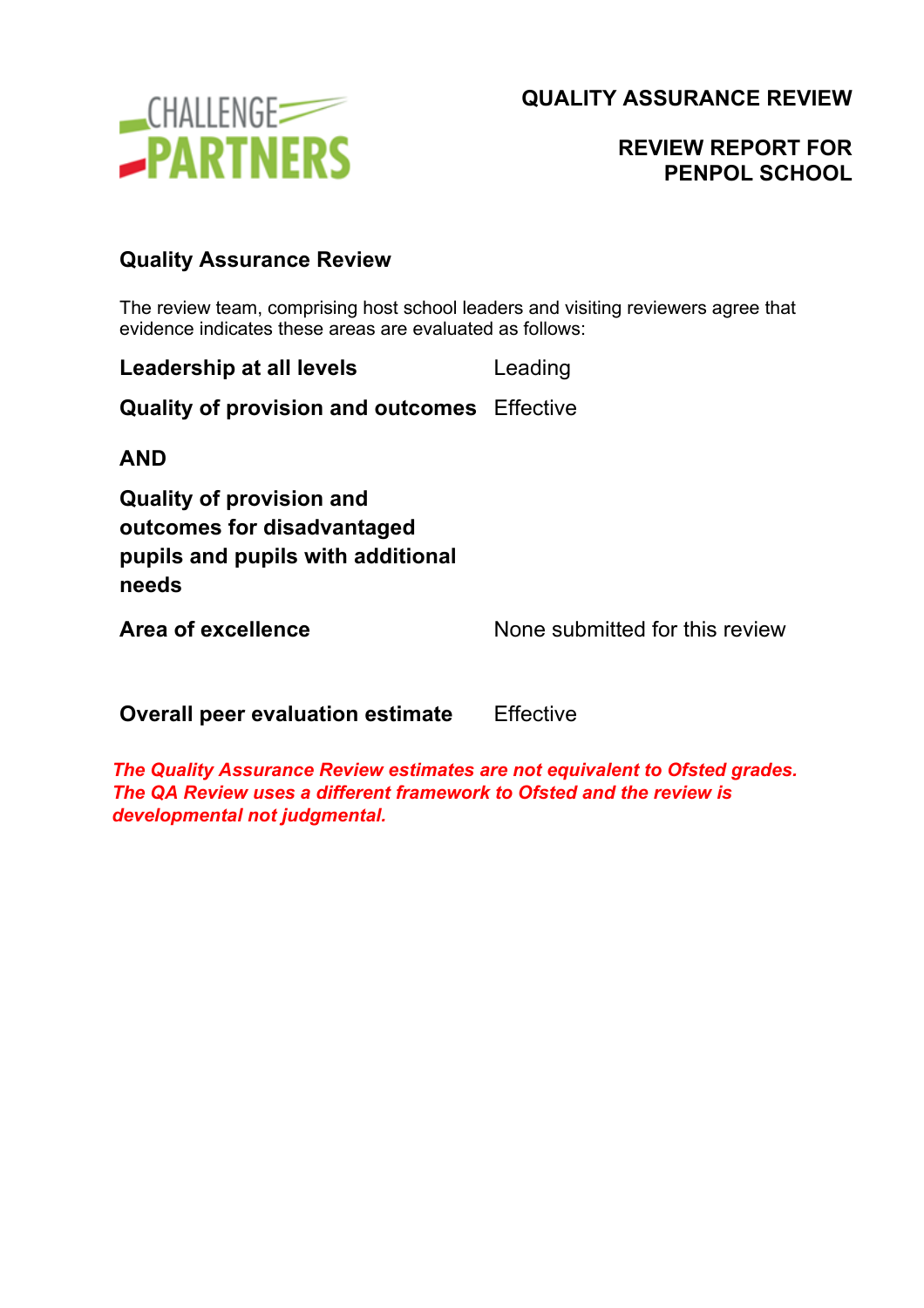# QUALITY ASSURANCE REVIEW

## REVIEW REPORT FOR PENPOL SCHOOL

### Quality Assurance Review

The review team, comprising host school leaders and visiting reviewers agree that evidence indicates these areas are evaluated as follows:

| | |
|---|---|
| **Leadership at all levels** | Leading |
| **Quality of provision and outcomes** | Effective |
| **AND** | |
| **Quality of provision and outcomes for disadvantaged pupils and pupils with additional needs** | |
| **Area of excellence** | None submitted for this review |
| **Overall peer evaluation estimate** | Effective |

***The Quality Assurance Review estimates are not equivalent to Ofsted grades. The QA Review uses a different framework to Ofsted and the review is developmental not judgmental.***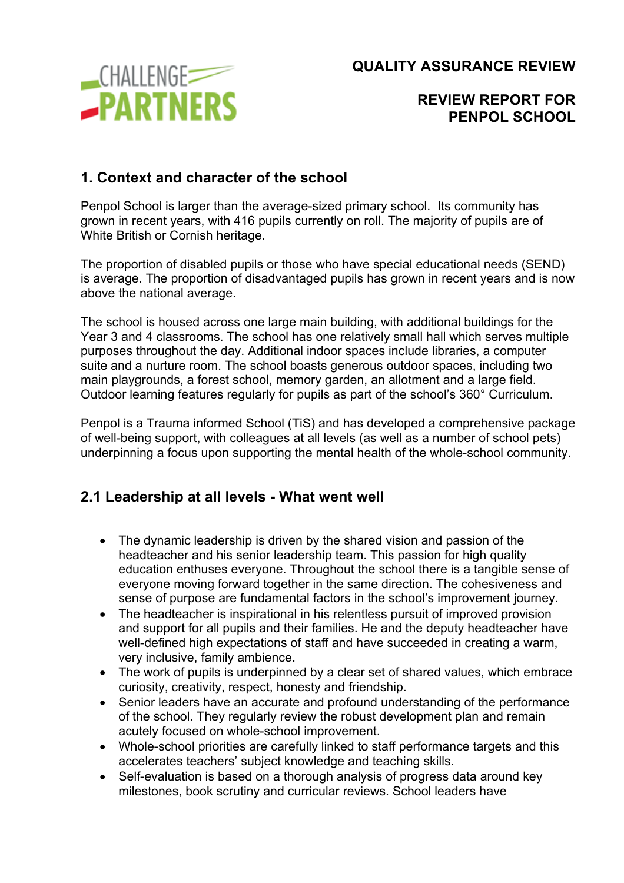# QUALITY ASSURANCE REVIEW

# REVIEW REPORT FOR PENPOL SCHOOL

## 1. Context and character of the school

Penpol School is larger than the average-sized primary school. Its community has grown in recent years, with 416 pupils currently on roll. The majority of pupils are of White British or Cornish heritage.

The proportion of disabled pupils or those who have special educational needs (SEND) is average. The proportion of disadvantaged pupils has grown in recent years and is now above the national average.

The school is housed across one large main building, with additional buildings for the Year 3 and 4 classrooms. The school has one relatively small hall which serves multiple purposes throughout the day. Additional indoor spaces include libraries, a computer suite and a nurture room. The school boasts generous outdoor spaces, including two main playgrounds, a forest school, memory garden, an allotment and a large field. Outdoor learning features regularly for pupils as part of the school's 360° Curriculum.

Penpol is a Trauma informed School (TiS) and has developed a comprehensive package of well-being support, with colleagues at all levels (as well as a number of school pets) underpinning a focus upon supporting the mental health of the whole-school community.

## 2.1 Leadership at all levels - What went well

- The dynamic leadership is driven by the shared vision and passion of the headteacher and his senior leadership team. This passion for high quality education enthuses everyone. Throughout the school there is a tangible sense of everyone moving forward together in the same direction. The cohesiveness and sense of purpose are fundamental factors in the school's improvement journey.
- The headteacher is inspirational in his relentless pursuit of improved provision and support for all pupils and their families. He and the deputy headteacher have well-defined high expectations of staff and have succeeded in creating a warm, very inclusive, family ambience.
- The work of pupils is underpinned by a clear set of shared values, which embrace curiosity, creativity, respect, honesty and friendship.
- Senior leaders have an accurate and profound understanding of the performance of the school. They regularly review the robust development plan and remain acutely focused on whole-school improvement.
- Whole-school priorities are carefully linked to staff performance targets and this accelerates teachers' subject knowledge and teaching skills.
- Self-evaluation is based on a thorough analysis of progress data around key milestones, book scrutiny and curricular reviews. School leaders have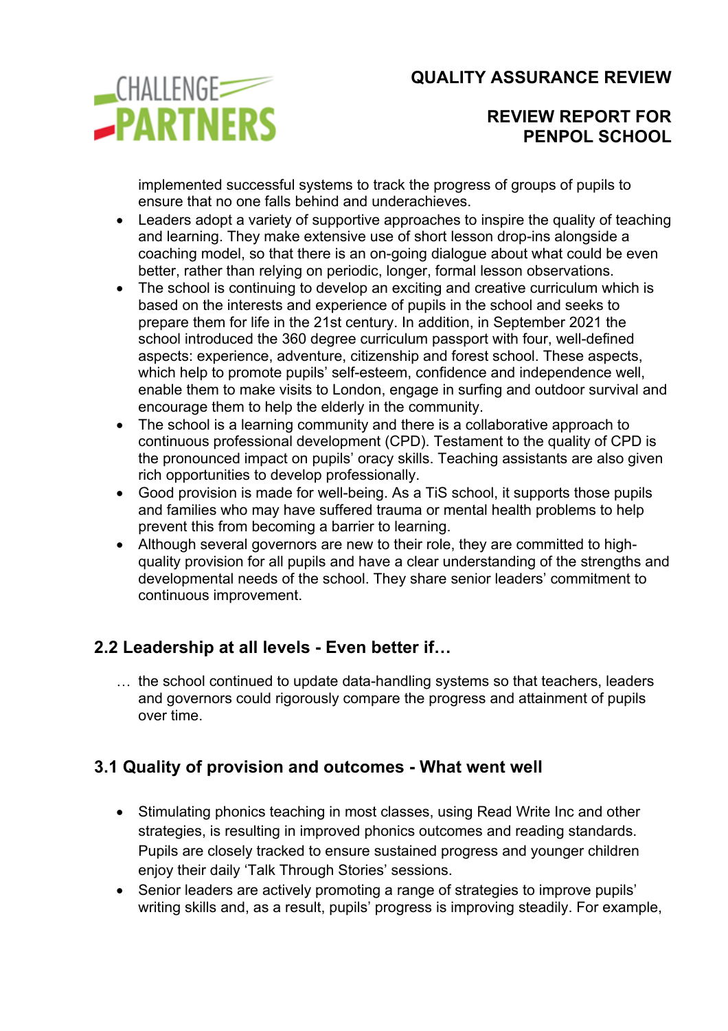implemented successful systems to track the progress of groups of pupils to ensure that no one falls behind and underachieves.

- Leaders adopt a variety of supportive approaches to inspire the quality of teaching and learning. They make extensive use of short lesson drop-ins alongside a coaching model, so that there is an on-going dialogue about what could be even better, rather than relying on periodic, longer, formal lesson observations.
- The school is continuing to develop an exciting and creative curriculum which is based on the interests and experience of pupils in the school and seeks to prepare them for life in the 21st century. In addition, in September 2021 the school introduced the 360 degree curriculum passport with four, well-defined aspects: experience, adventure, citizenship and forest school. These aspects, which help to promote pupils' self-esteem, confidence and independence well, enable them to make visits to London, engage in surfing and outdoor survival and encourage them to help the elderly in the community.
- The school is a learning community and there is a collaborative approach to continuous professional development (CPD). Testament to the quality of CPD is the pronounced impact on pupils' oracy skills. Teaching assistants are also given rich opportunities to develop professionally.
- Good provision is made for well-being. As a TiS school, it supports those pupils and families who may have suffered trauma or mental health problems to help prevent this from becoming a barrier to learning.
- Although several governors are new to their role, they are committed to high-quality provision for all pupils and have a clear understanding of the strengths and developmental needs of the school. They share senior leaders' commitment to continuous improvement.

## 2.2 Leadership at all levels - Even better if…

… the school continued to update data-handling systems so that teachers, leaders and governors could rigorously compare the progress and attainment of pupils over time.

## 3.1 Quality of provision and outcomes - What went well

- Stimulating phonics teaching in most classes, using Read Write Inc and other strategies, is resulting in improved phonics outcomes and reading standards. Pupils are closely tracked to ensure sustained progress and younger children enjoy their daily 'Talk Through Stories' sessions.
- Senior leaders are actively promoting a range of strategies to improve pupils' writing skills and, as a result, pupils' progress is improving steadily. For example,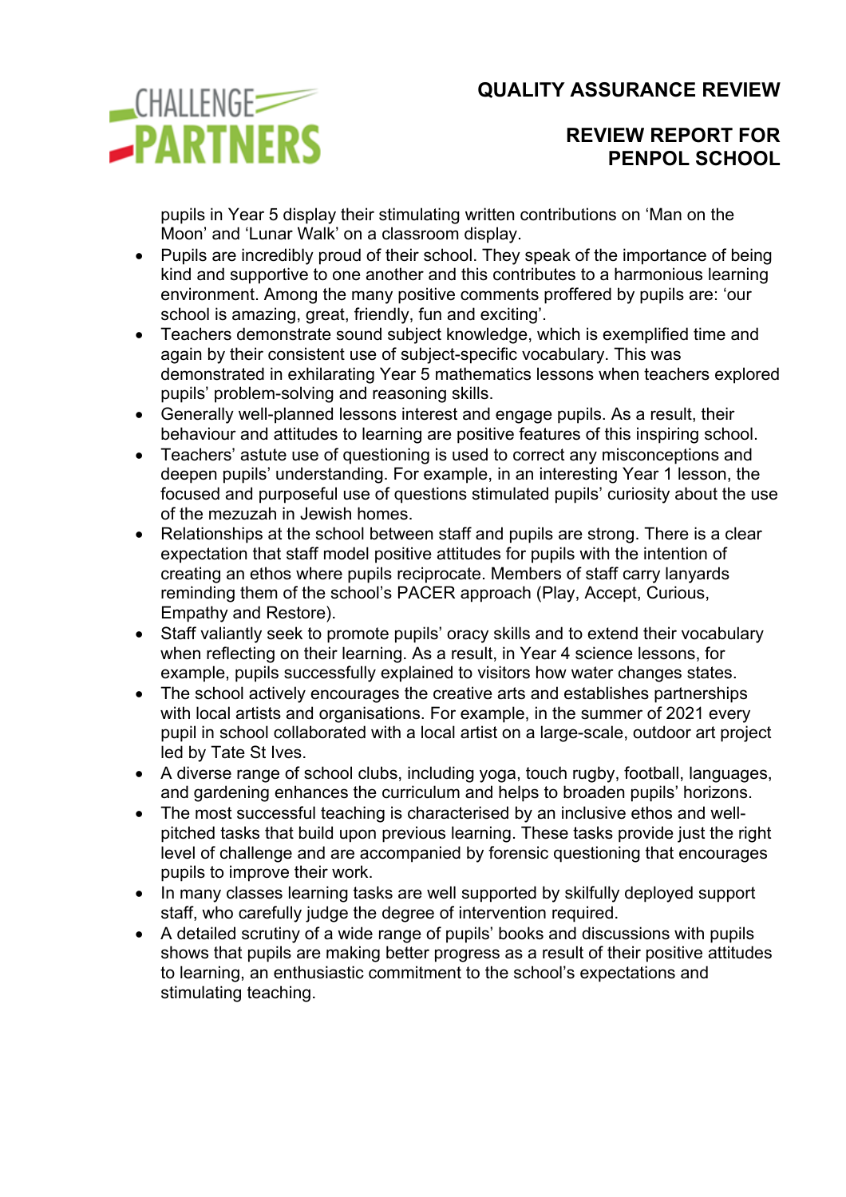pupils in Year 5 display their stimulating written contributions on 'Man on the Moon' and 'Lunar Walk' on a classroom display.

- Pupils are incredibly proud of their school. They speak of the importance of being kind and supportive to one another and this contributes to a harmonious learning environment. Among the many positive comments proffered by pupils are: 'our school is amazing, great, friendly, fun and exciting'.
- Teachers demonstrate sound subject knowledge, which is exemplified time and again by their consistent use of subject-specific vocabulary. This was demonstrated in exhilarating Year 5 mathematics lessons when teachers explored pupils' problem-solving and reasoning skills.
- Generally well-planned lessons interest and engage pupils. As a result, their behaviour and attitudes to learning are positive features of this inspiring school.
- Teachers' astute use of questioning is used to correct any misconceptions and deepen pupils' understanding. For example, in an interesting Year 1 lesson, the focused and purposeful use of questions stimulated pupils' curiosity about the use of the mezuzah in Jewish homes.
- Relationships at the school between staff and pupils are strong. There is a clear expectation that staff model positive attitudes for pupils with the intention of creating an ethos where pupils reciprocate. Members of staff carry lanyards reminding them of the school's PACER approach (Play, Accept, Curious, Empathy and Restore).
- Staff valiantly seek to promote pupils' oracy skills and to extend their vocabulary when reflecting on their learning. As a result, in Year 4 science lessons, for example, pupils successfully explained to visitors how water changes states.
- The school actively encourages the creative arts and establishes partnerships with local artists and organisations. For example, in the summer of 2021 every pupil in school collaborated with a local artist on a large-scale, outdoor art project led by Tate St Ives.
- A diverse range of school clubs, including yoga, touch rugby, football, languages, and gardening enhances the curriculum and helps to broaden pupils' horizons.
- The most successful teaching is characterised by an inclusive ethos and well-pitched tasks that build upon previous learning. These tasks provide just the right level of challenge and are accompanied by forensic questioning that encourages pupils to improve their work.
- In many classes learning tasks are well supported by skilfully deployed support staff, who carefully judge the degree of intervention required.
- A detailed scrutiny of a wide range of pupils' books and discussions with pupils shows that pupils are making better progress as a result of their positive attitudes to learning, an enthusiastic commitment to the school's expectations and stimulating teaching.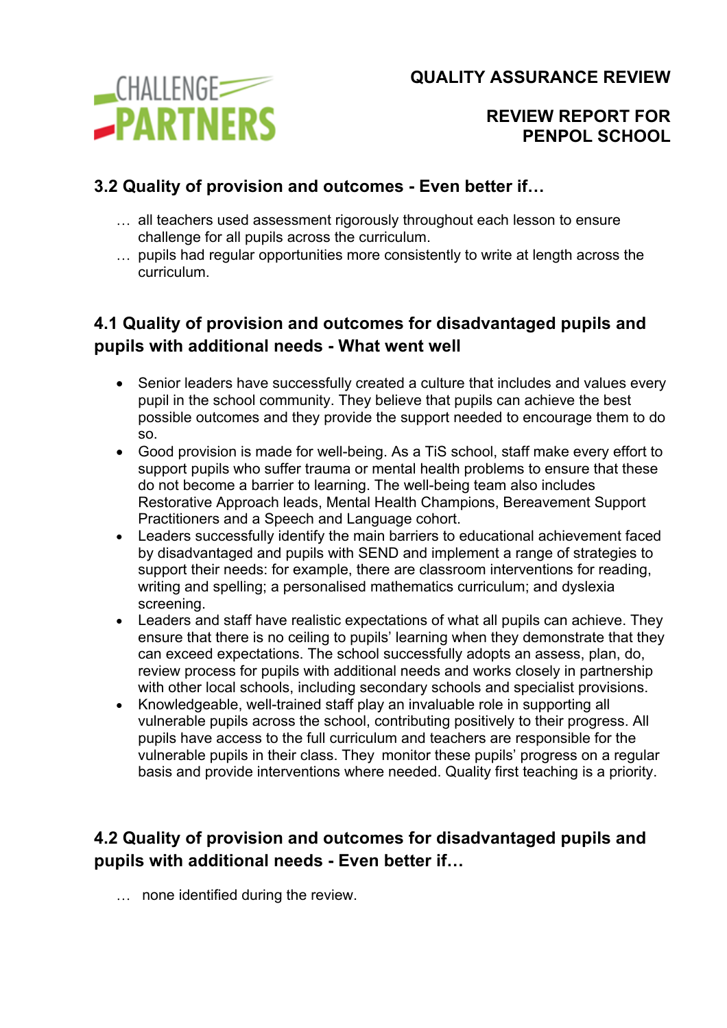## 3.2 Quality of provision and outcomes - Even better if…

… all teachers used assessment rigorously throughout each lesson to ensure challenge for all pupils across the curriculum.

… pupils had regular opportunities more consistently to write at length across the curriculum.

## 4.1 Quality of provision and outcomes for disadvantaged pupils and pupils with additional needs - What went well

- Senior leaders have successfully created a culture that includes and values every pupil in the school community. They believe that pupils can achieve the best possible outcomes and they provide the support needed to encourage them to do so.
- Good provision is made for well-being. As a TiS school, staff make every effort to support pupils who suffer trauma or mental health problems to ensure that these do not become a barrier to learning. The well-being team also includes Restorative Approach leads, Mental Health Champions, Bereavement Support Practitioners and a Speech and Language cohort.
- Leaders successfully identify the main barriers to educational achievement faced by disadvantaged and pupils with SEND and implement a range of strategies to support their needs: for example, there are classroom interventions for reading, writing and spelling; a personalised mathematics curriculum; and dyslexia screening.
- Leaders and staff have realistic expectations of what all pupils can achieve. They ensure that there is no ceiling to pupils' learning when they demonstrate that they can exceed expectations. The school successfully adopts an assess, plan, do, review process for pupils with additional needs and works closely in partnership with other local schools, including secondary schools and specialist provisions.
- Knowledgeable, well-trained staff play an invaluable role in supporting all vulnerable pupils across the school, contributing positively to their progress. All pupils have access to the full curriculum and teachers are responsible for the vulnerable pupils in their class. They monitor these pupils' progress on a regular basis and provide interventions where needed. Quality first teaching is a priority.

## 4.2 Quality of provision and outcomes for disadvantaged pupils and pupils with additional needs - Even better if…

… none identified during the review.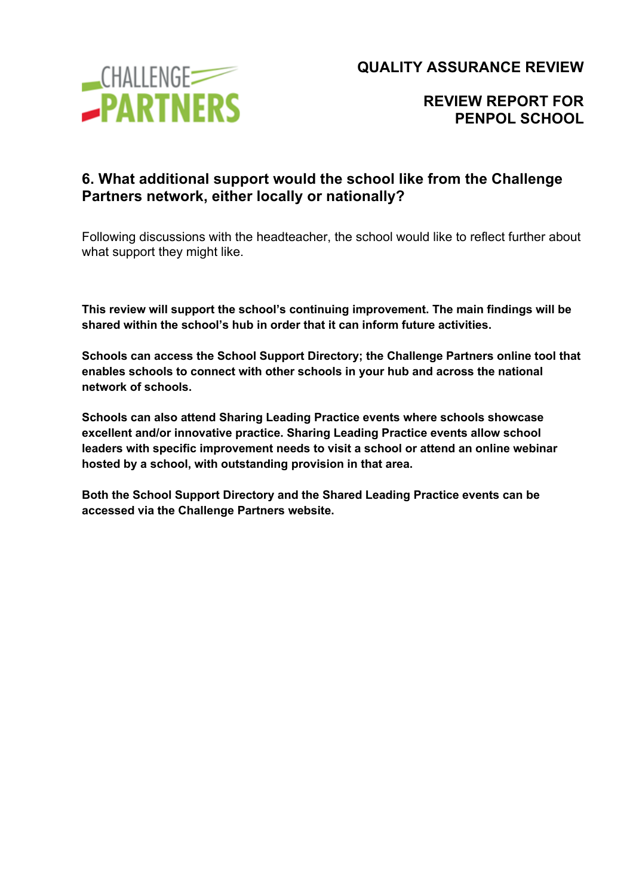## 6. What additional support would the school like from the Challenge Partners network, either locally or nationally?

Following discussions with the headteacher, the school would like to reflect further about what support they might like.

**This review will support the school's continuing improvement. The main findings will be shared within the school's hub in order that it can inform future activities.**

**Schools can access the School Support Directory; the Challenge Partners online tool that enables schools to connect with other schools in your hub and across the national network of schools.**

**Schools can also attend Sharing Leading Practice events where schools showcase excellent and/or innovative practice. Sharing Leading Practice events allow school leaders with specific improvement needs to visit a school or attend an online webinar hosted by a school, with outstanding provision in that area.**

**Both the School Support Directory and the Shared Leading Practice events can be accessed via the Challenge Partners website.**